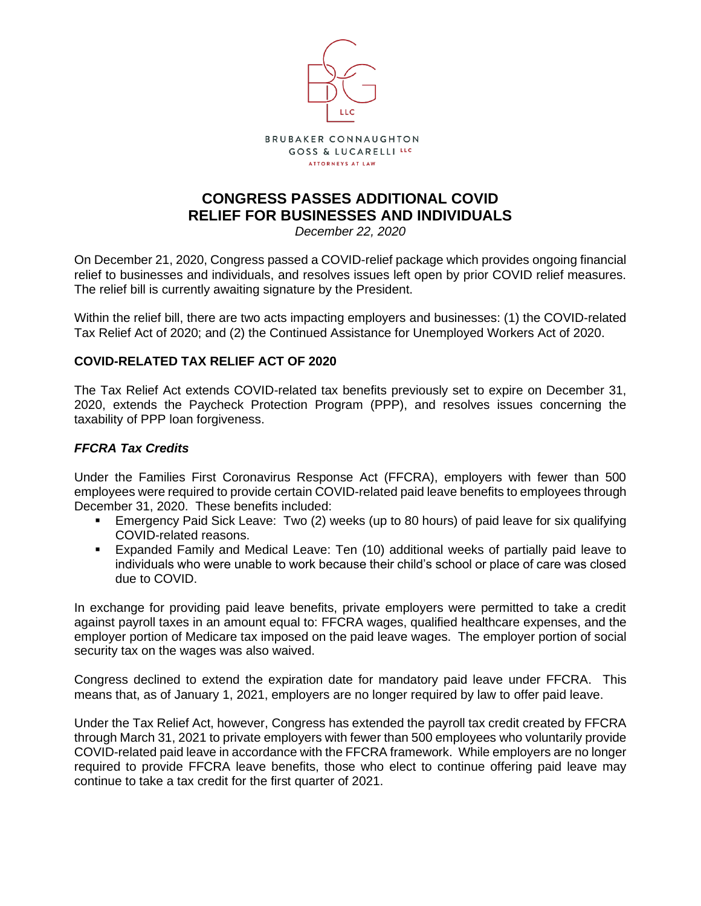BRUBAKER CONNAUGHTON GOSS & LUCARELLI LLC

ATTORNEYS AT LAW

# CONGRESS PASSES ADDITIONAL COVID RELIEF FOR BUSINESSES AND INDIVIDUALS

*December 22, 2020*

On December 21, 2020, Congress passed a COVID-relief package which provides ongoing financial relief to businesses and individuals, and resolves issues left open by prior COVID relief measures. The relief bill is currently awaiting signature by the President.

Within the relief bill, there are two acts impacting employers and businesses: (1) the COVID-related Tax Relief Act of 2020; and (2) the Continued Assistance for Unemployed Workers Act of 2020.

## COVID-RELATED TAX RELIEF ACT OF 2020

The Tax Relief Act extends COVID-related tax benefits previously set to expire on December 31, 2020, extends the Paycheck Protection Program (PPP), and resolves issues concerning the taxability of PPP loan forgiveness.

### *FFCRA Tax Credits*

Under the Families First Coronavirus Response Act (FFCRA), employers with fewer than 500 employees were required to provide certain COVID-related paid leave benefits to employees through December 31, 2020. These benefits included:

- Emergency Paid Sick Leave: Two (2) weeks (up to 80 hours) of paid leave for six qualifying COVID-related reasons.
- Expanded Family and Medical Leave: Ten (10) additional weeks of partially paid leave to individuals who were unable to work because their child's school or place of care was closed due to COVID.

In exchange for providing paid leave benefits, private employers were permitted to take a credit against payroll taxes in an amount equal to: FFCRA wages, qualified healthcare expenses, and the employer portion of Medicare tax imposed on the paid leave wages. The employer portion of social security tax on the wages was also waived.

Congress declined to extend the expiration date for mandatory paid leave under FFCRA. This means that, as of January 1, 2021, employers are no longer required by law to offer paid leave.

Under the Tax Relief Act, however, Congress has extended the payroll tax credit created by FFCRA through March 31, 2021 to private employers with fewer than 500 employees who voluntarily provide COVID-related paid leave in accordance with the FFCRA framework. While employers are no longer required to provide FFCRA leave benefits, those who elect to continue offering paid leave may continue to take a tax credit for the first quarter of 2021.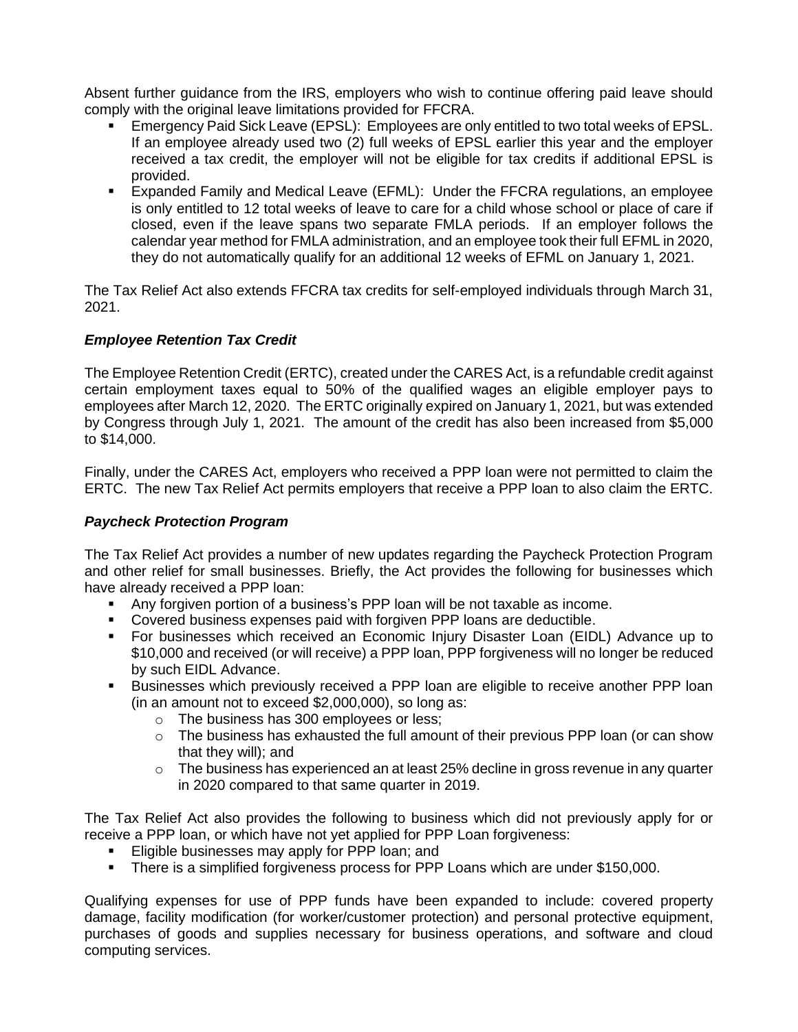Absent further guidance from the IRS, employers who wish to continue offering paid leave should comply with the original leave limitations provided for FFCRA.

- Emergency Paid Sick Leave (EPSL): Employees are only entitled to two total weeks of EPSL. If an employee already used two (2) full weeks of EPSL earlier this year and the employer received a tax credit, the employer will not be eligible for tax credits if additional EPSL is provided.
- Expanded Family and Medical Leave (EFML): Under the FFCRA regulations, an employee is only entitled to 12 total weeks of leave to care for a child whose school or place of care if closed, even if the leave spans two separate FMLA periods. If an employer follows the calendar year method for FMLA administration, and an employee took their full EFML in 2020, they do not automatically qualify for an additional 12 weeks of EFML on January 1, 2021.

The Tax Relief Act also extends FFCRA tax credits for self-employed individuals through March 31, 2021.

### *Employee Retention Tax Credit*

The Employee Retention Credit (ERTC), created under the CARES Act, is a refundable credit against certain employment taxes equal to 50% of the qualified wages an eligible employer pays to employees after March 12, 2020. The ERTC originally expired on January 1, 2021, but was extended by Congress through July 1, 2021. The amount of the credit has also been increased from $5,000 to $14,000.

Finally, under the CARES Act, employers who received a PPP loan were not permitted to claim the ERTC. The new Tax Relief Act permits employers that receive a PPP loan to also claim the ERTC.

### *Paycheck Protection Program*

The Tax Relief Act provides a number of new updates regarding the Paycheck Protection Program and other relief for small businesses. Briefly, the Act provides the following for businesses which have already received a PPP loan:

- Any forgiven portion of a business's PPP loan will be not taxable as income.
- Covered business expenses paid with forgiven PPP loans are deductible.
- For businesses which received an Economic Injury Disaster Loan (EIDL) Advance up to $10,000 and received (or will receive) a PPP loan, PPP forgiveness will no longer be reduced by such EIDL Advance.
- Businesses which previously received a PPP loan are eligible to receive another PPP loan (in an amount not to exceed $2,000,000), so long as:
  - The business has 300 employees or less;
  - The business has exhausted the full amount of their previous PPP loan (or can show that they will); and
  - The business has experienced an at least 25% decline in gross revenue in any quarter in 2020 compared to that same quarter in 2019.

The Tax Relief Act also provides the following to business which did not previously apply for or receive a PPP loan, or which have not yet applied for PPP Loan forgiveness:

- Eligible businesses may apply for PPP loan; and
- There is a simplified forgiveness process for PPP Loans which are under $150,000.

Qualifying expenses for use of PPP funds have been expanded to include: covered property damage, facility modification (for worker/customer protection) and personal protective equipment, purchases of goods and supplies necessary for business operations, and software and cloud computing services.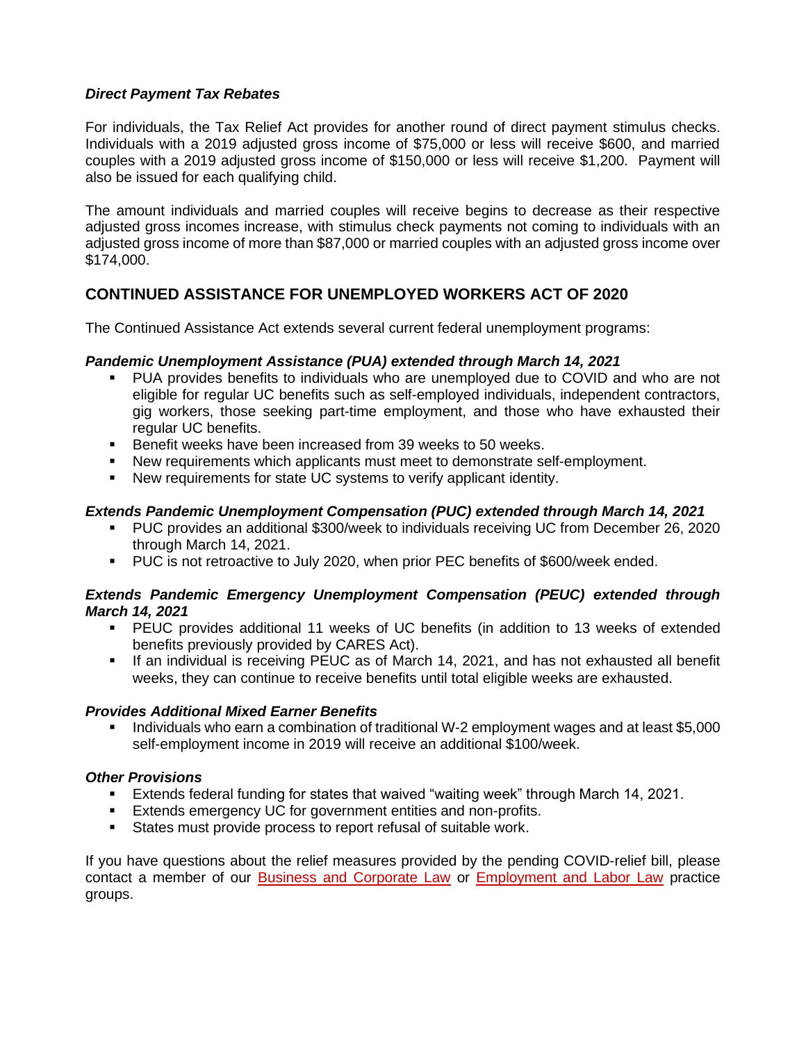***Direct Payment Tax Rebates***

For individuals, the Tax Relief Act provides for another round of direct payment stimulus checks. Individuals with a 2019 adjusted gross income of $75,000 or less will receive $600, and married couples with a 2019 adjusted gross income of $150,000 or less will receive $1,200. Payment will also be issued for each qualifying child.

The amount individuals and married couples will receive begins to decrease as their respective adjusted gross incomes increase, with stimulus check payments not coming to individuals with an adjusted gross income of more than $87,000 or married couples with an adjusted gross income over $174,000.

## CONTINUED ASSISTANCE FOR UNEMPLOYED WORKERS ACT OF 2020

The Continued Assistance Act extends several current federal unemployment programs:

***Pandemic Unemployment Assistance (PUA) extended through March 14, 2021***

- PUA provides benefits to individuals who are unemployed due to COVID and who are not eligible for regular UC benefits such as self-employed individuals, independent contractors, gig workers, those seeking part-time employment, and those who have exhausted their regular UC benefits.
- Benefit weeks have been increased from 39 weeks to 50 weeks.
- New requirements which applicants must meet to demonstrate self-employment.
- New requirements for state UC systems to verify applicant identity.

***Extends Pandemic Unemployment Compensation (PUC) extended through March 14, 2021***

- PUC provides an additional $300/week to individuals receiving UC from December 26, 2020 through March 14, 2021.
- PUC is not retroactive to July 2020, when prior PEC benefits of $600/week ended.

***Extends Pandemic Emergency Unemployment Compensation (PEUC) extended through March 14, 2021***

- PEUC provides additional 11 weeks of UC benefits (in addition to 13 weeks of extended benefits previously provided by CARES Act).
- If an individual is receiving PEUC as of March 14, 2021, and has not exhausted all benefit weeks, they can continue to receive benefits until total eligible weeks are exhausted.

***Provides Additional Mixed Earner Benefits***

- Individuals who earn a combination of traditional W-2 employment wages and at least $5,000 self-employment income in 2019 will receive an additional $100/week.

***Other Provisions***

- Extends federal funding for states that waived "waiting week" through March 14, 2021.
- Extends emergency UC for government entities and non-profits.
- States must provide process to report refusal of suitable work.

If you have questions about the relief measures provided by the pending COVID-relief bill, please contact a member of our Business and Corporate Law or Employment and Labor Law practice groups.